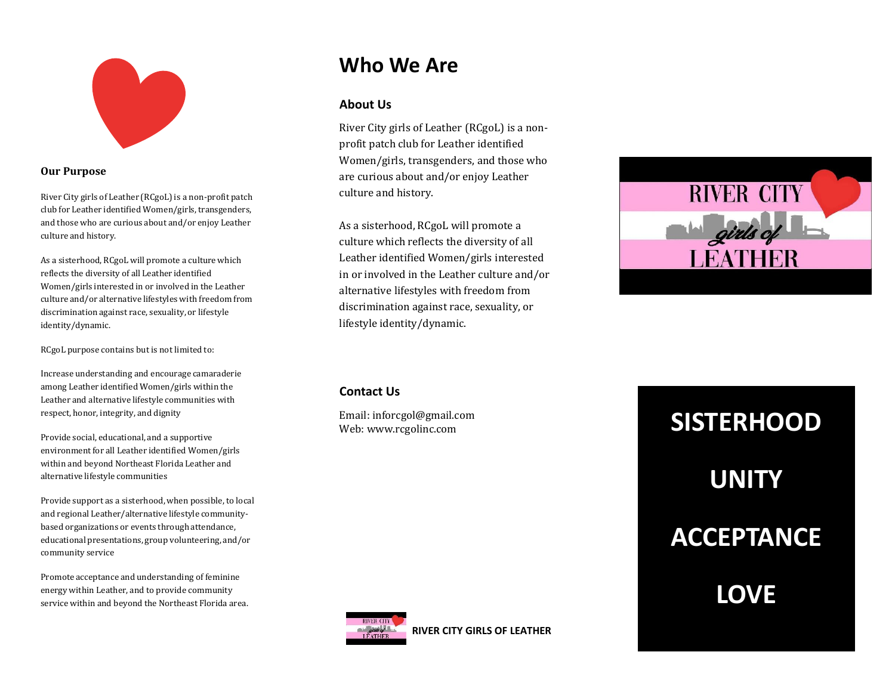**Our Purpose**

River City girls of Leather (RCgoL) is a non-profit patch club for Leather identified Women/girls, transgenders, and those who are curious about and/or enjoy Leather culture and history.

As a sisterhood, RCgoL will promote a culture which reflects the diversity of all Leather identified Women/girls interested in or involved in the Leather culture and/or alternative lifestyles with freedom from discrimination against race, sexuality, or lifestyle identity/dynamic.

RCgoL purpose contains but is not limited to:

Increase understanding and encourage camaraderie among Leather identified Women/girls within the Leather and alternative lifestyle communities with respect, honor, integrity, and dignity

Provide social, educational, and a supportive environment for all Leather identified Women/girls within and beyond Northeast Florida Leather and alternative lifestyle communities

Provide support as a sisterhood, when possible, to local and regional Leather/alternative lifestyle community-based organizations or events through attendance, educational presentations, group volunteering, and/or community service

Promote acceptance and understanding of feminine energy within Leather, and to provide community service within and beyond the Northeast Florida area.

# Who We Are

### About Us

River City girls of Leather (RCgoL) is a non-profit patch club for Leather identified Women/girls, transgenders, and those who are curious about and/or enjoy Leather culture and history.

As a sisterhood, RCgoL will promote a culture which reflects the diversity of all Leather identified Women/girls interested in or involved in the Leather culture and/or alternative lifestyles with freedom from discrimination against race, sexuality, or lifestyle identity/dynamic.

### Contact Us

Email: inforcgol@gmail.com
Web: www.rcgolinc.com

**RIVER CITY GIRLS OF LEATHER**

RIVER CITY girls of LEATHER

**SISTERHOOD**

**UNITY**

**ACCEPTANCE**

**LOVE**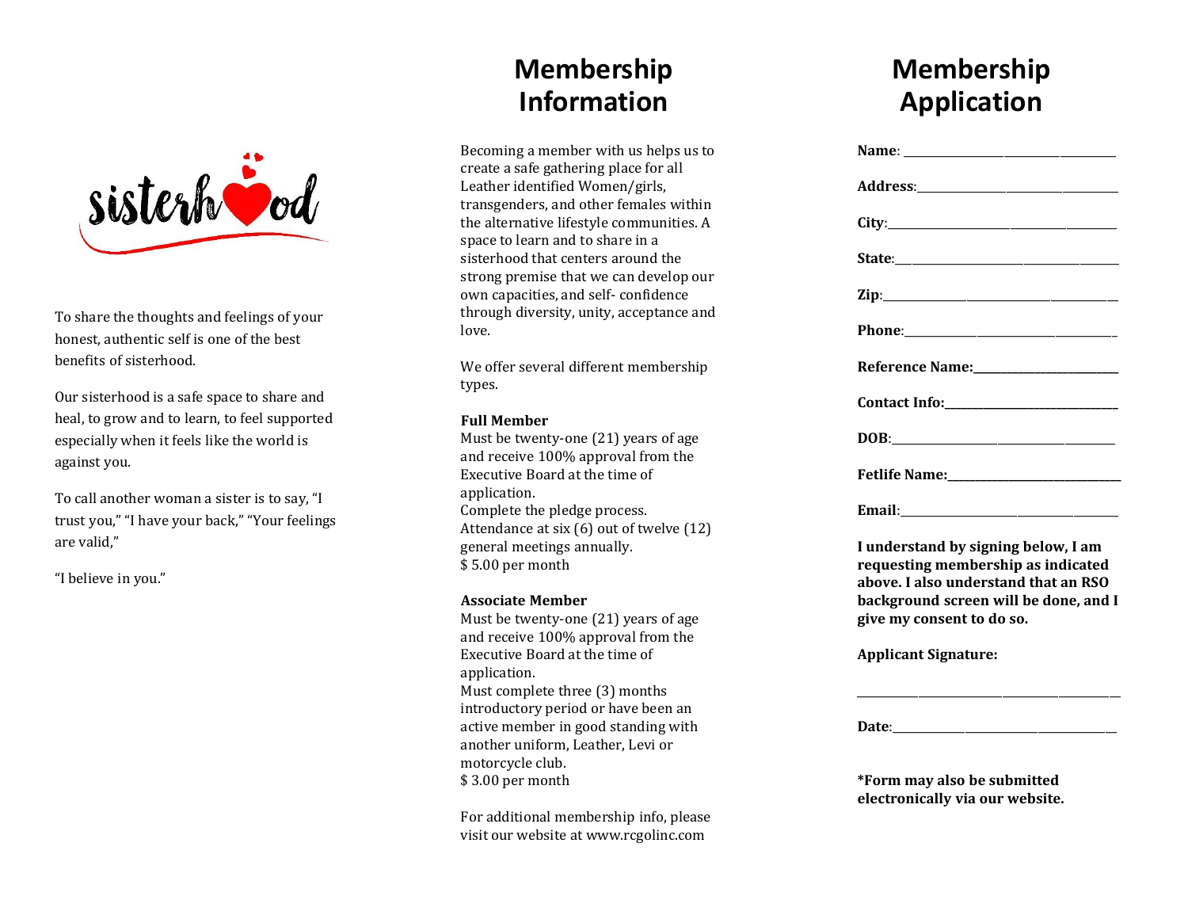sisterhood

To share the thoughts and feelings of your honest, authentic self is one of the best benefits of sisterhood.

Our sisterhood is a safe space to share and heal, to grow and to learn, to feel supported especially when it feels like the world is against you.

To call another woman a sister is to say, "I trust you," "I have your back," "Your feelings are valid,"

"I believe in you."

# Membership Information

Becoming a member with us helps us to create a safe gathering place for all Leather identified Women/girls, transgenders, and other females within the alternative lifestyle communities. A space to learn and to share in a sisterhood that centers around the strong premise that we can develop our own capacities, and self- confidence through diversity, unity, acceptance and love.

We offer several different membership types.

**Full Member**
Must be twenty-one (21) years of age and receive 100% approval from the Executive Board at the time of application.
Complete the pledge process.
Attendance at six (6) out of twelve (12) general meetings annually.
$ 5.00 per month

**Associate Member**
Must be twenty-one (21) years of age and receive 100% approval from the Executive Board at the time of application.
Must complete three (3) months introductory period or have been an active member in good standing with another uniform, Leather, Levi or motorcycle club.
$ 3.00 per month

For additional membership info, please visit our website at www.rcgolinc.com

# Membership Application

**Name**: ________________________________

**Address**:______________________________

**City**:_________________________________

**State**:________________________________

**Zip**:__________________________________

**Phone**:________________________________

**Reference Name:**_______________________

**Contact Info:**__________________________

**DOB**:_________________________________

**Fetlife Name:**__________________________

**Email**:________________________________

**I understand by signing below, I am requesting membership as indicated above. I also understand that an RSO background screen will be done, and I give my consent to do so.**

**Applicant Signature:**

________________________________________

**Date**:_________________________________

**\*Form may also be submitted electronically via our website.**